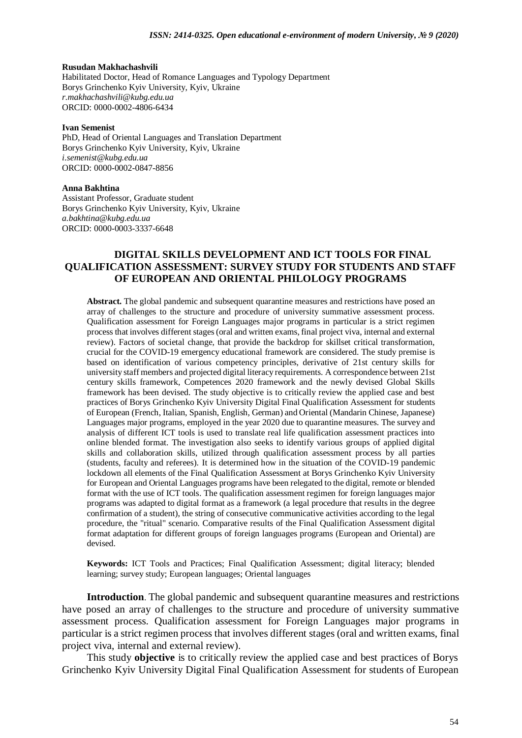**Rusudan Makhachashvili**
Habilitated Doctor, Head of Romance Languages and Typology Department
Borys Grinchenko Kyiv University, Kyiv, Ukraine
*r.makhachashvili@kubg.edu.ua*
ORCID: 0000-0002-4806-6434

**Ivan Semenist**
PhD, Head of Oriental Languages and Translation Department
Borys Grinchenko Kyiv University, Kyiv, Ukraine
*i.semenist@kubg.edu.ua*
ORCID: 0000-0002-0847-8856

**Anna Bakhtina**
Assistant Professor, Graduate student
Borys Grinchenko Kyiv University, Kyiv, Ukraine
*a.bakhtina@kubg.edu.ua*
ORCID: 0000-0003-3337-6648

# DIGITAL SKILLS DEVELOPMENT AND ICT TOOLS FOR FINAL QUALIFICATION ASSESSMENT: SURVEY STUDY FOR STUDENTS AND STAFF OF EUROPEAN AND ORIENTAL PHILOLOGY PROGRAMS

**Abstract.** The global pandemic and subsequent quarantine measures and restrictions have posed an array of challenges to the structure and procedure of university summative assessment process. Qualification assessment for Foreign Languages major programs in particular is a strict regimen process that involves different stages (oral and written exams, final project viva, internal and external review). Factors of societal change, that provide the backdrop for skillset critical transformation, crucial for the COVID-19 emergency educational framework are considered. The study premise is based on identification of various competency principles, derivative of 21st century skills for university staff members and projected digital literacy requirements. A correspondence between 21st century skills framework, Competences 2020 framework and the newly devised Global Skills framework has been devised. The study objective is to critically review the applied case and best practices of Borys Grinchenko Kyiv University Digital Final Qualification Assessment for students of European (French, Italian, Spanish, English, German) and Oriental (Mandarin Chinese, Japanese) Languages major programs, employed in the year 2020 due to quarantine measures. The survey and analysis of different ICT tools is used to translate real life qualification assessment practices into online blended format. The investigation also seeks to identify various groups of applied digital skills and collaboration skills, utilized through qualification assessment process by all parties (students, faculty and referees). It is determined how in the situation of the COVID-19 pandemic lockdown all elements of the Final Qualification Assessment at Borys Grinchenko Kyiv University for European and Oriental Languages programs have been relegated to the digital, remote or blended format with the use of ICT tools. The qualification assessment regimen for foreign languages major programs was adapted to digital format as a framework (a legal procedure that results in the degree confirmation of a student), the string of consecutive communicative activities according to the legal procedure, the "ritual" scenario. Comparative results of the Final Qualification Assessment digital format adaptation for different groups of foreign languages programs (European and Oriental) are devised.

**Keywords:** ICT Tools and Practices; Final Qualification Assessment; digital literacy; blended learning; survey study; European languages; Oriental languages

**Introduction**. The global pandemic and subsequent quarantine measures and restrictions have posed an array of challenges to the structure and procedure of university summative assessment process. Qualification assessment for Foreign Languages major programs in particular is a strict regimen process that involves different stages (oral and written exams, final project viva, internal and external review).

This study **objective** is to critically review the applied case and best practices of Borys Grinchenko Kyiv University Digital Final Qualification Assessment for students of European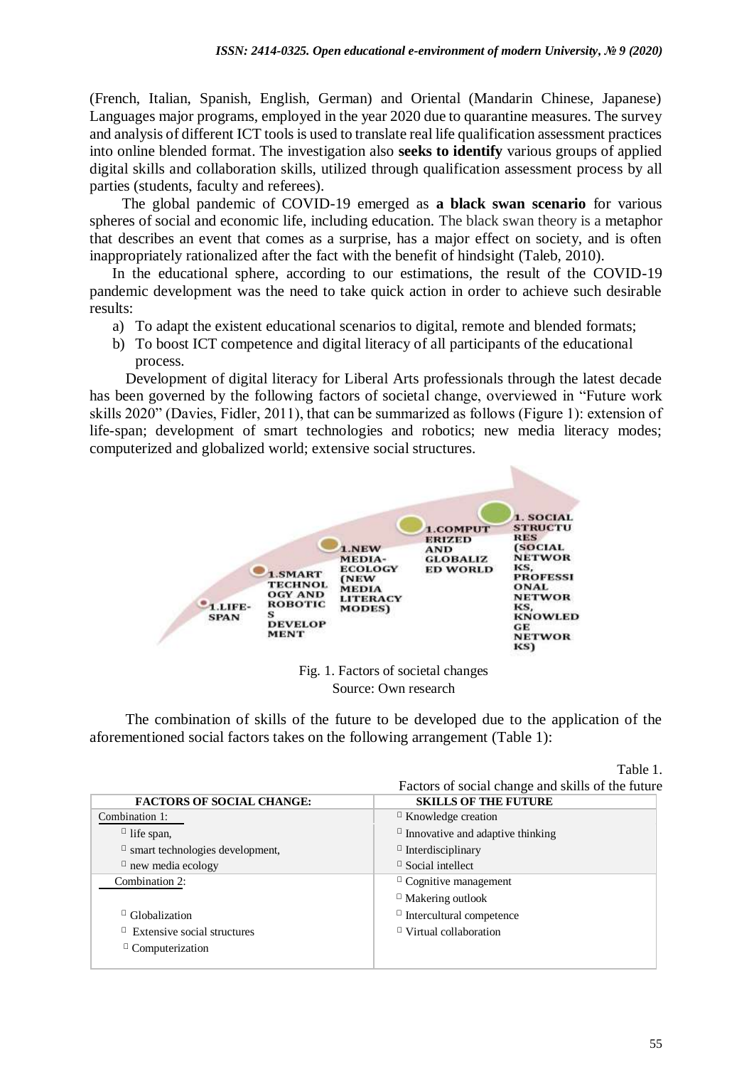(French, Italian, Spanish, English, German) and Oriental (Mandarin Chinese, Japanese) Languages major programs, employed in the year 2020 due to quarantine measures. The survey and analysis of different ICT tools is used to translate real life qualification assessment practices into online blended format. The investigation also **seeks to identify** various groups of applied digital skills and collaboration skills, utilized through qualification assessment process by all parties (students, faculty and referees).

The global pandemic of COVID-19 emerged as **a black swan scenario** for various spheres of social and economic life, including education. The black swan theory is a metaphor that describes an event that comes as a surprise, has a major effect on society, and is often inappropriately rationalized after the fact with the benefit of hindsight (Taleb, 2010).

In the educational sphere, according to our estimations, the result of the COVID-19 pandemic development was the need to take quick action in order to achieve such desirable results:

a) To adapt the existent educational scenarios to digital, remote and blended formats;
b) To boost ICT competence and digital literacy of all participants of the educational process.

Development of digital literacy for Liberal Arts professionals through the latest decade has been governed by the following factors of societal change, overviewed in "Future work skills 2020" (Davies, Fidler, 2011), that can be summarized as follows (Figure 1): extension of life-span; development of smart technologies and robotics; new media literacy modes; computerized and globalized world; extensive social structures.

1.LIFE-SPAN
1.SMART TECHNOLOGY AND ROBOTICS DEVELOPMENT
1.NEW MEDIA-ECOLOGY (NEW MEDIA LITERACY MODES)
1.COMPUTERIZED AND GLOBALIZED WORLD
1. SOCIAL STRUCTURES (SOCIAL NETWORKS, PROFESSIONAL NETWORKS, KNOWLEDGE NETWORKS)

Fig. 1. Factors of societal changes
Source: Own research

The combination of skills of the future to be developed due to the application of the aforementioned social factors takes on the following arrangement (Table 1):

Table 1.
Factors of social change and skills of the future

| FACTORS OF SOCIAL CHANGE: | SKILLS OF THE FUTURE |
|---|---|
| Combination 1:<br>life span,<br>smart technologies development,<br>new media ecology | Knowledge creation<br>Innovative and adaptive thinking<br>Interdisciplinary<br>Social intellect |
| Combination 2:<br>Globalization<br>Extensive social structures<br>Computerization | Cognitive management<br>Makering outlook<br>Intercultural competence<br>Virtual collaboration |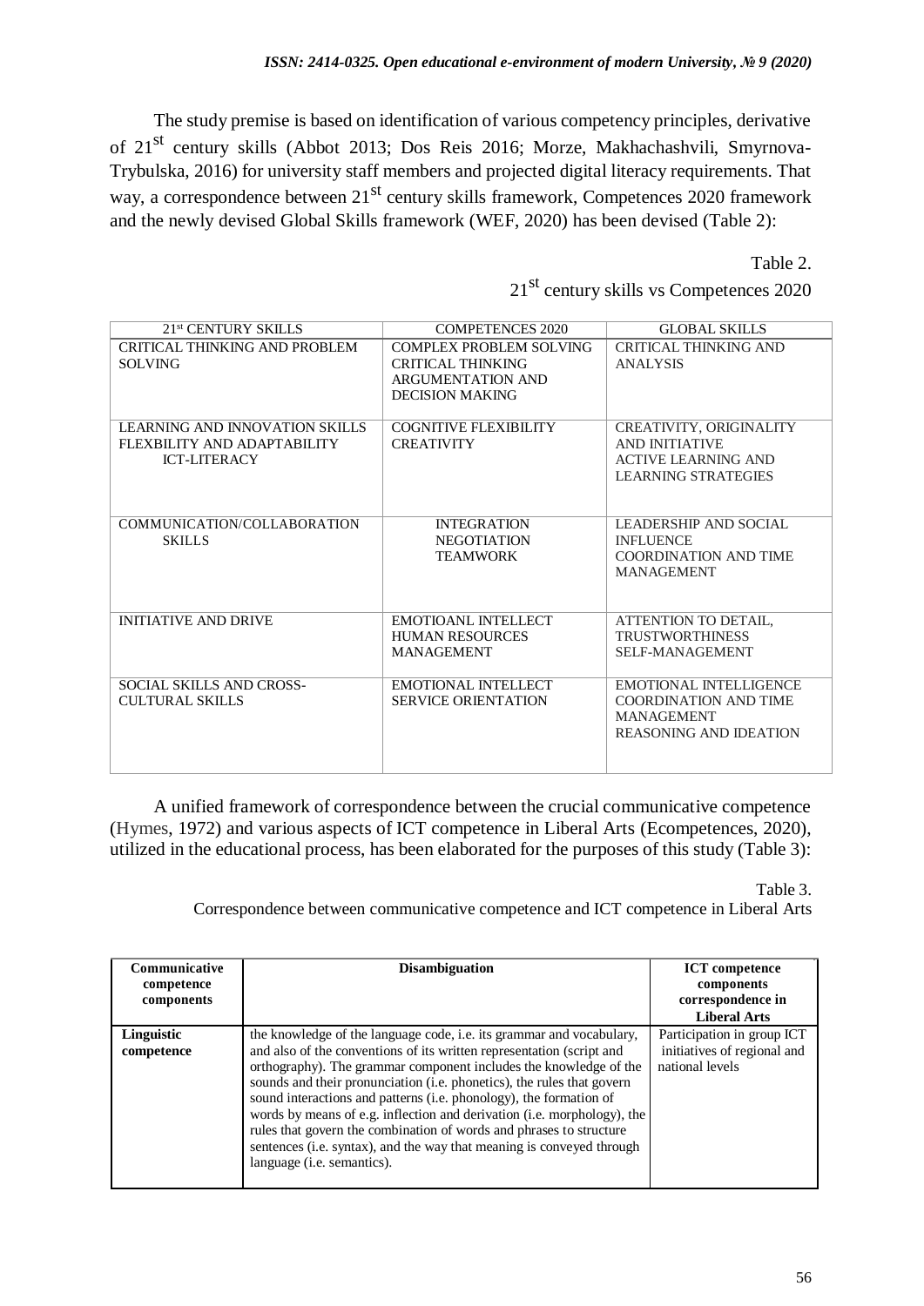The study premise is based on identification of various competency principles, derivative of 21st century skills (Abbot 2013; Dos Reis 2016; Morze, Makhachashvili, Smyrnova-Trybulska, 2016) for university staff members and projected digital literacy requirements. That way, a correspondence between 21st century skills framework, Competences 2020 framework and the newly devised Global Skills framework (WEF, 2020) has been devised (Table 2):

Table 2.

21st century skills vs Competences 2020

| 21st CENTURY SKILLS | COMPETENCES 2020 | GLOBAL SKILLS |
|---|---|---|
| CRITICAL THINKING AND PROBLEM SOLVING | COMPLEX PROBLEM SOLVING<br>CRITICAL THINKING<br>ARGUMENTATION AND DECISION MAKING | CRITICAL THINKING AND ANALYSIS |
| LEARNING AND INNOVATION SKILLS<br>FLEXBILITY AND ADAPTABILITY<br>ICT-LITERACY | COGNITIVE FLEXIBILITY<br>CREATIVITY | CREATIVITY, ORIGINALITY AND INITIATIVE<br>ACTIVE LEARNING AND LEARNING STRATEGIES |
| COMMUNICATION/COLLABORATION SKILLS | INTEGRATION<br>NEGOTIATION<br>TEAMWORK | LEADERSHIP AND SOCIAL INFLUENCE<br>COORDINATION AND TIME MANAGEMENT |
| INITIATIVE AND DRIVE | EMOTIOANL INTELLECT<br>HUMAN RESOURCES MANAGEMENT | ATTENTION TO DETAIL, TRUSTWORTHINESS<br>SELF-MANAGEMENT |
| SOCIAL SKILLS AND CROSS-CULTURAL SKILLS | EMOTIONAL INTELLECT<br>SERVICE ORIENTATION | EMOTIONAL INTELLIGENCE<br>COORDINATION AND TIME MANAGEMENT<br>REASONING AND IDEATION |

A unified framework of correspondence between the crucial communicative competence (Hymes, 1972) and various aspects of ICT competence in Liberal Arts (Ecompetences, 2020), utilized in the educational process, has been elaborated for the purposes of this study (Table 3):

Table 3.

Correspondence between communicative competence and ICT competence in Liberal Arts

| **Communicative competence components** | **Disambiguation** | **ICT competence components correspondence in Liberal Arts** |
|---|---|---|
| **Linguistic competence** | the knowledge of the language code, i.e. its grammar and vocabulary, and also of the conventions of its written representation (script and orthography). The grammar component includes the knowledge of the sounds and their pronunciation (i.e. phonetics), the rules that govern sound interactions and patterns (i.e. phonology), the formation of words by means of e.g. inflection and derivation (i.e. morphology), the rules that govern the combination of words and phrases to structure sentences (i.e. syntax), and the way that meaning is conveyed through language (i.e. semantics). | Participation in group ICT initiatives of regional and national levels |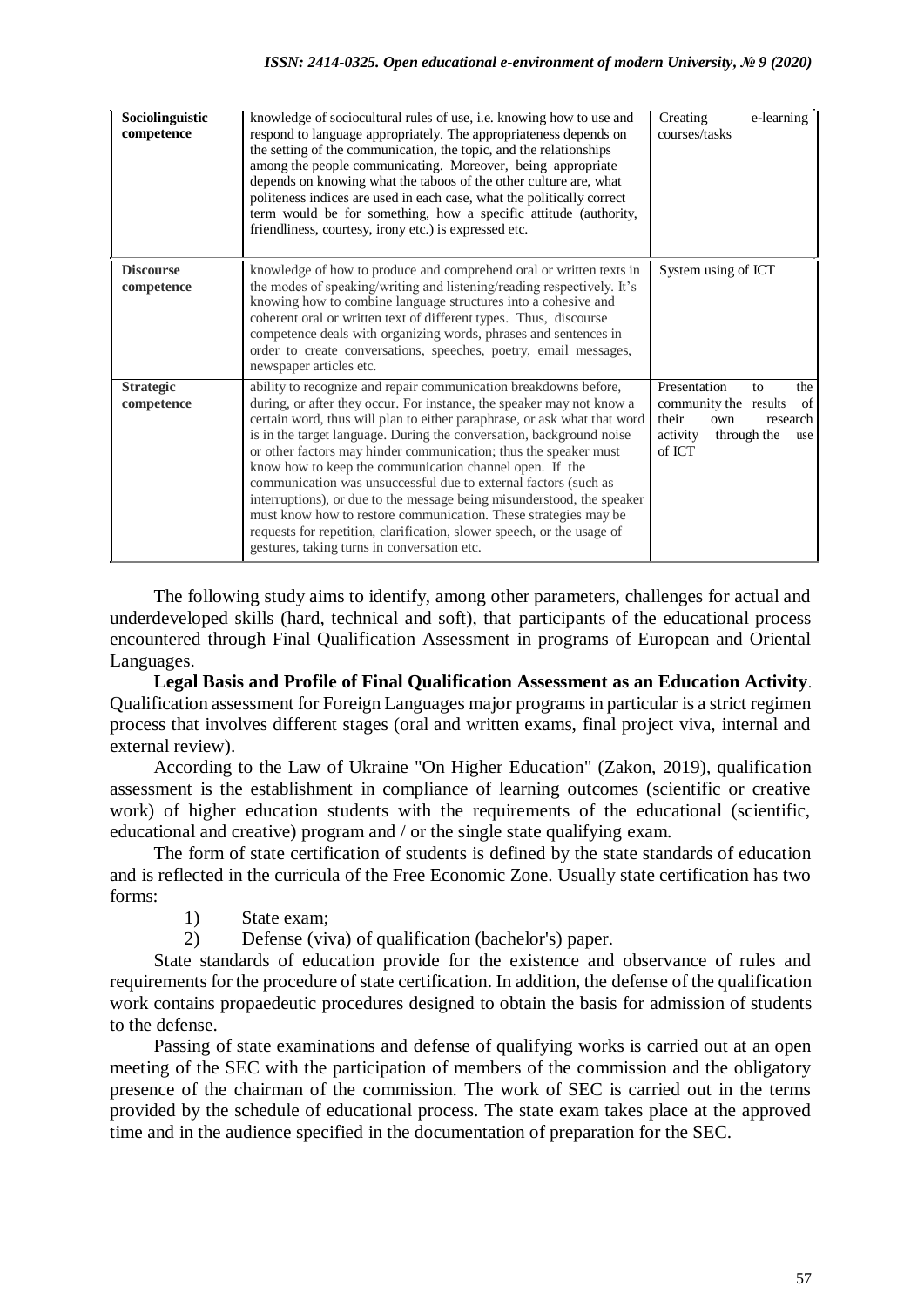| **Sociolinguistic competence** | knowledge of sociocultural rules of use, i.e. knowing how to use and respond to language appropriately. The appropriateness depends on the setting of the communication, the topic, and the relationships among the people communicating. Moreover, being appropriate depends on knowing what the taboos of the other culture are, what politeness indices are used in each case, what the politically correct term would be for something, how a specific attitude (authority, friendliness, courtesy, irony etc.) is expressed etc. | Creating e-learning courses/tasks |
|---|---|---|
| **Discourse competence** | knowledge of how to produce and comprehend oral or written texts in the modes of speaking/writing and listening/reading respectively. It's knowing how to combine language structures into a cohesive and coherent oral or written text of different types. Thus, discourse competence deals with organizing words, phrases and sentences in order to create conversations, speeches, poetry, email messages, newspaper articles etc. | System using of ICT |
| **Strategic competence** | ability to recognize and repair communication breakdowns before, during, or after they occur. For instance, the speaker may not know a certain word, thus will plan to either paraphrase, or ask what that word is in the target language. During the conversation, background noise or other factors may hinder communication; thus the speaker must know how to keep the communication channel open. If the communication was unsuccessful due to external factors (such as interruptions), or due to the message being misunderstood, the speaker must know how to restore communication. These strategies may be requests for repetition, clarification, slower speech, or the usage of gestures, taking turns in conversation etc. | Presentation to the community the results of their own research activity through the use of ICT |

The following study aims to identify, among other parameters, challenges for actual and underdeveloped skills (hard, technical and soft), that participants of the educational process encountered through Final Qualification Assessment in programs of European and Oriental Languages.

**Legal Basis and Profile of Final Qualification Assessment as an Education Activity**. Qualification assessment for Foreign Languages major programs in particular is a strict regimen process that involves different stages (oral and written exams, final project viva, internal and external review).

According to the Law of Ukraine "On Higher Education" (Zakon, 2019), qualification assessment is the establishment in compliance of learning outcomes (scientific or creative work) of higher education students with the requirements of the educational (scientific, educational and creative) program and / or the single state qualifying exam.

The form of state certification of students is defined by the state standards of education and is reflected in the curricula of the Free Economic Zone. Usually state certification has two forms:

1) State exam;
2) Defense (viva) of qualification (bachelor's) paper.

State standards of education provide for the existence and observance of rules and requirements for the procedure of state certification. In addition, the defense of the qualification work contains propaedeutic procedures designed to obtain the basis for admission of students to the defense.

Passing of state examinations and defense of qualifying works is carried out at an open meeting of the SEC with the participation of members of the commission and the obligatory presence of the chairman of the commission. The work of SEC is carried out in the terms provided by the schedule of educational process. The state exam takes place at the approved time and in the audience specified in the documentation of preparation for the SEC.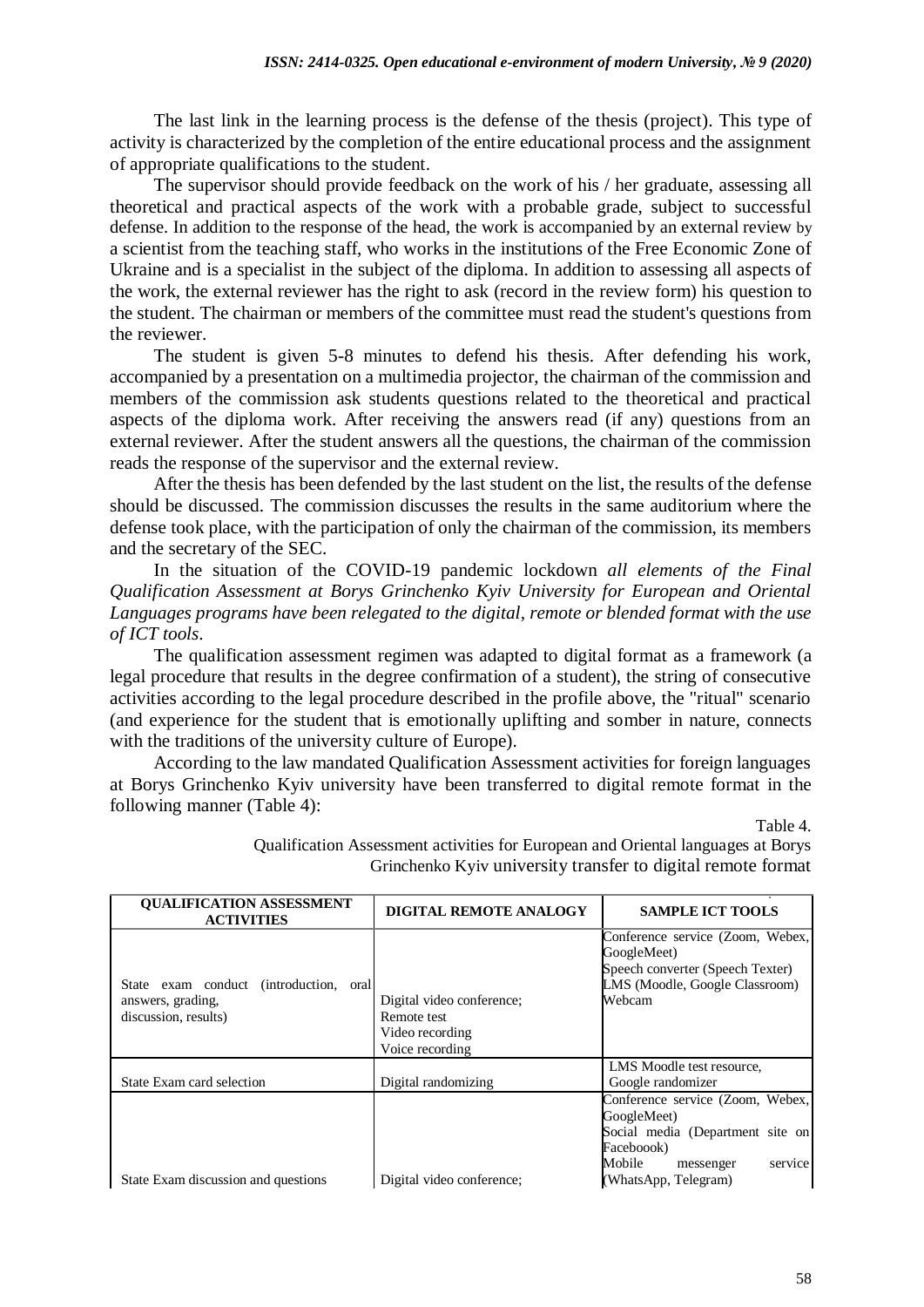The last link in the learning process is the defense of the thesis (project). This type of activity is characterized by the completion of the entire educational process and the assignment of appropriate qualifications to the student.

The supervisor should provide feedback on the work of his / her graduate, assessing all theoretical and practical aspects of the work with a probable grade, subject to successful defense. In addition to the response of the head, the work is accompanied by an external review by a scientist from the teaching staff, who works in the institutions of the Free Economic Zone of Ukraine and is a specialist in the subject of the diploma. In addition to assessing all aspects of the work, the external reviewer has the right to ask (record in the review form) his question to the student. The chairman or members of the committee must read the student's questions from the reviewer.

The student is given 5-8 minutes to defend his thesis. After defending his work, accompanied by a presentation on a multimedia projector, the chairman of the commission and members of the commission ask students questions related to the theoretical and practical aspects of the diploma work. After receiving the answers read (if any) questions from an external reviewer. After the student answers all the questions, the chairman of the commission reads the response of the supervisor and the external review.

After the thesis has been defended by the last student on the list, the results of the defense should be discussed. The commission discusses the results in the same auditorium where the defense took place, with the participation of only the chairman of the commission, its members and the secretary of the SEC.

In the situation of the COVID-19 pandemic lockdown *all elements of the Final Qualification Assessment at Borys Grinchenko Kyiv University for European and Oriental Languages programs have been relegated to the digital, remote or blended format with the use of ICT tools*.

The qualification assessment regimen was adapted to digital format as a framework (a legal procedure that results in the degree confirmation of a student), the string of consecutive activities according to the legal procedure described in the profile above, the "ritual" scenario (and experience for the student that is emotionally uplifting and somber in nature, connects with the traditions of the university culture of Europe).

According to the law mandated Qualification Assessment activities for foreign languages at Borys Grinchenko Kyiv university have been transferred to digital remote format in the following manner (Table 4):

Table 4.

Qualification Assessment activities for European and Oriental languages at Borys Grinchenko Kyiv university transfer to digital remote format

| QUALIFICATION ASSESSMENT ACTIVITIES | DIGITAL REMOTE ANALOGY | SAMPLE ICT TOOLS |
|---|---|---|
| State exam conduct (introduction, oral answers, grading, discussion, results) | Digital video conference; Remote test Video recording Voice recording | Conference service (Zoom, Webex, GoogleMeet) Speech converter (Speech Texter) LMS (Moodle, Google Classroom) Webcam |
| State Exam card selection | Digital randomizing | LMS Moodle test resource, Google randomizer |
| State Exam discussion and questions | Digital video conference; | Conference service (Zoom, Webex, GoogleMeet) Social media (Department site on Faceboook) Mobile messenger service (WhatsApp, Telegram) |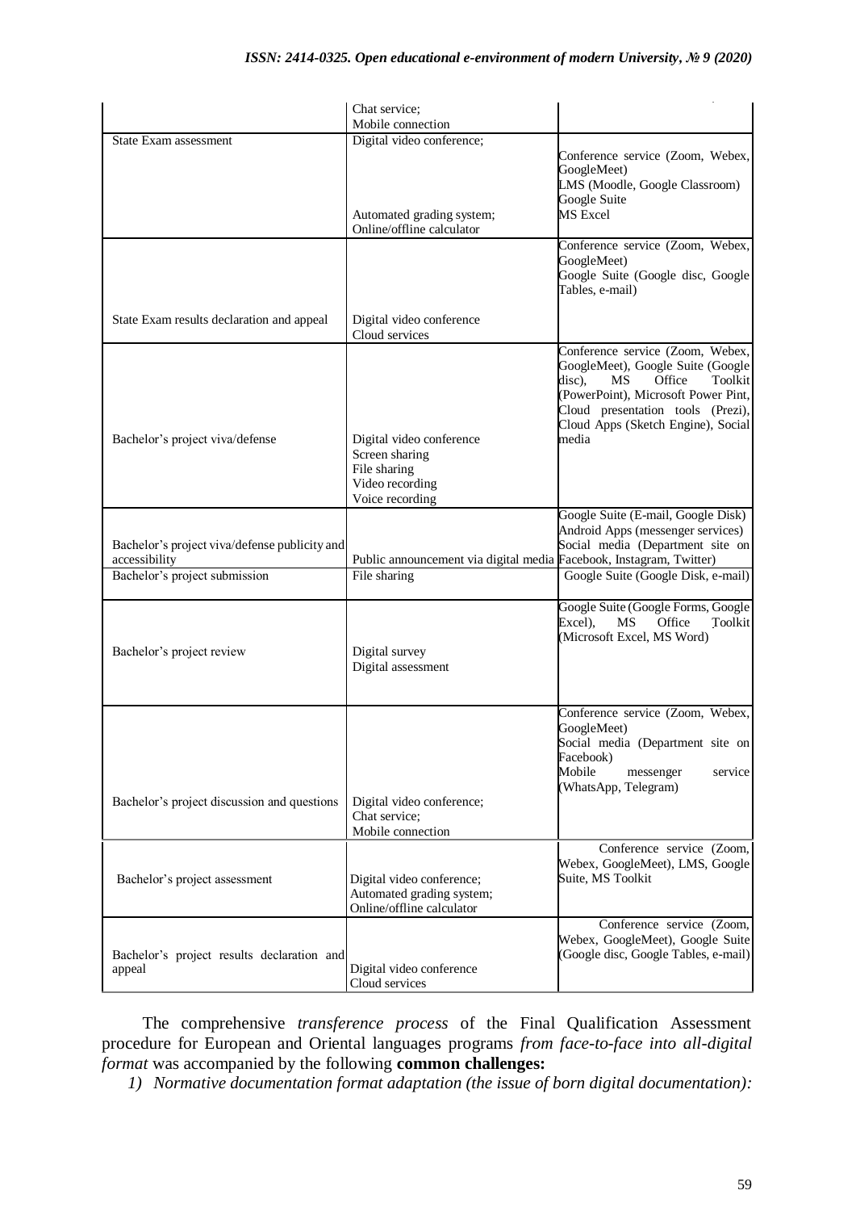| | Chat service; Mobile connection | |
|---|---|---|
| State Exam assessment | Digital video conference; Automated grading system; Online/offline calculator | Conference service (Zoom, Webex, GoogleMeet) LMS (Moodle, Google Classroom) Google Suite MS Excel |
| State Exam results declaration and appeal | Digital video conference Cloud services | Conference service (Zoom, Webex, GoogleMeet) Google Suite (Google disc, Google Tables, e-mail) |
| Bachelor's project viva/defense | Digital video conference Screen sharing File sharing Video recording Voice recording | Conference service (Zoom, Webex, GoogleMeet), Google Suite (Google disc), MS Office Toolkit (PowerPoint), Microsoft Power Pint, Cloud presentation tools (Prezi), Cloud Apps (Sketch Engine), Social media |
| Bachelor's project viva/defense publicity and accessibility | Public announcement via digital media | Google Suite (E-mail, Google Disk) Android Apps (messenger services) Social media (Department site on Facebook, Instagram, Twitter) |
| Bachelor's project submission | File sharing | Google Suite (Google Disk, e-mail) |
| Bachelor's project review | Digital survey Digital assessment | Google Suite (Google Forms, Google Excel), MS Office Toolkit (Microsoft Excel, MS Word) |
| Bachelor's project discussion and questions | Digital video conference; Chat service; Mobile connection | Conference service (Zoom, Webex, GoogleMeet) Social media (Department site on Facebook) Mobile messenger service (WhatsApp, Telegram) |
| Bachelor's project assessment | Digital video conference; Automated grading system; Online/offline calculator | Conference service (Zoom, Webex, GoogleMeet), LMS, Google Suite, MS Toolkit |
| Bachelor's project results declaration and appeal | Digital video conference Cloud services | Conference service (Zoom, Webex, GoogleMeet), Google Suite (Google disc, Google Tables, e-mail) |

The comprehensive *transference process* of the Final Qualification Assessment procedure for European and Oriental languages programs *from face-to-face into all-digital format* was accompanied by the following **common challenges:**

*1) Normative documentation format adaptation (the issue of born digital documentation):*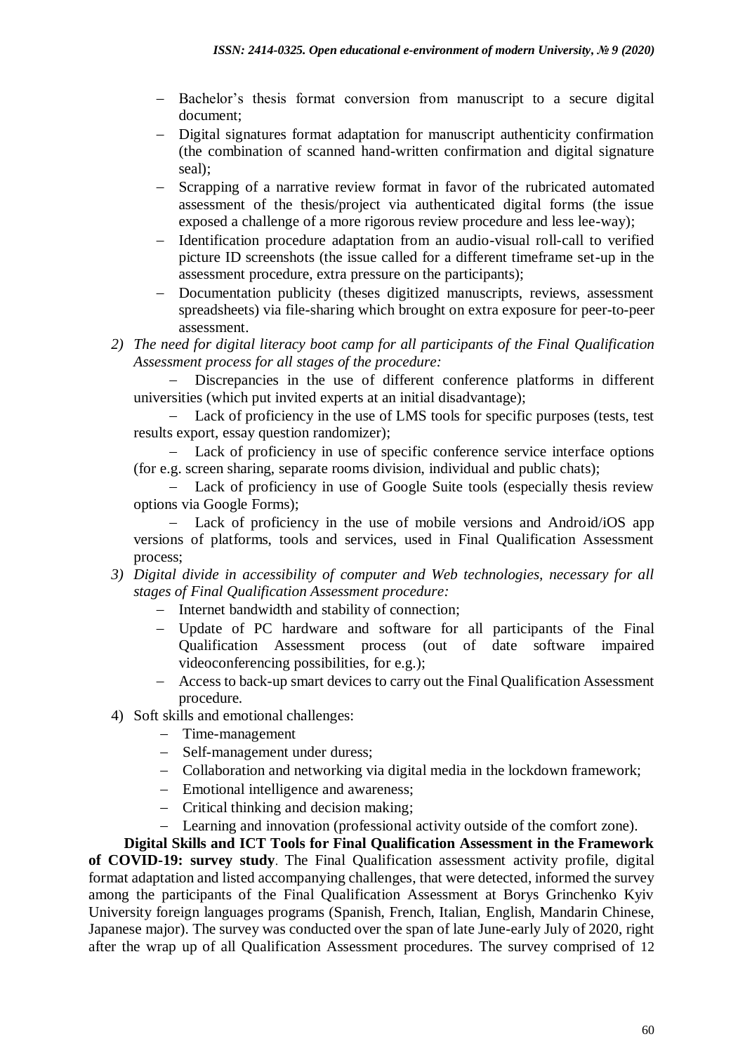- Bachelor's thesis format conversion from manuscript to a secure digital document;
- Digital signatures format adaptation for manuscript authenticity confirmation (the combination of scanned hand-written confirmation and digital signature seal);
- Scrapping of a narrative review format in favor of the rubricated automated assessment of the thesis/project via authenticated digital forms (the issue exposed a challenge of a more rigorous review procedure and less lee-way);
- Identification procedure adaptation from an audio-visual roll-call to verified picture ID screenshots (the issue called for a different timeframe set-up in the assessment procedure, extra pressure on the participants);
- Documentation publicity (theses digitized manuscripts, reviews, assessment spreadsheets) via file-sharing which brought on extra exposure for peer-to-peer assessment.

2) *The need for digital literacy boot camp for all participants of the Final Qualification Assessment process for all stages of the procedure:*
   - Discrepancies in the use of different conference platforms in different universities (which put invited experts at an initial disadvantage);
   - Lack of proficiency in the use of LMS tools for specific purposes (tests, test results export, essay question randomizer);
   - Lack of proficiency in use of specific conference service interface options (for e.g. screen sharing, separate rooms division, individual and public chats);
   - Lack of proficiency in use of Google Suite tools (especially thesis review options via Google Forms);
   - Lack of proficiency in the use of mobile versions and Android/iOS app versions of platforms, tools and services, used in Final Qualification Assessment process;

3) *Digital divide in accessibility of computer and Web technologies, necessary for all stages of Final Qualification Assessment procedure:*
   - Internet bandwidth and stability of connection;
   - Update of PC hardware and software for all participants of the Final Qualification Assessment process (out of date software impaired videoconferencing possibilities, for e.g.);
   - Access to back-up smart devices to carry out the Final Qualification Assessment procedure.

4) Soft skills and emotional challenges:
   - Time-management
   - Self-management under duress;
   - Collaboration and networking via digital media in the lockdown framework;
   - Emotional intelligence and awareness;
   - Critical thinking and decision making;
   - Learning and innovation (professional activity outside of the comfort zone).

**Digital Skills and ICT Tools for Final Qualification Assessment in the Framework of COVID-19: survey study**. The Final Qualification assessment activity profile, digital format adaptation and listed accompanying challenges, that were detected, informed the survey among the participants of the Final Qualification Assessment at Borys Grinchenko Kyiv University foreign languages programs (Spanish, French, Italian, English, Mandarin Chinese, Japanese major). The survey was conducted over the span of late June-early July of 2020, right after the wrap up of all Qualification Assessment procedures. The survey comprised of 12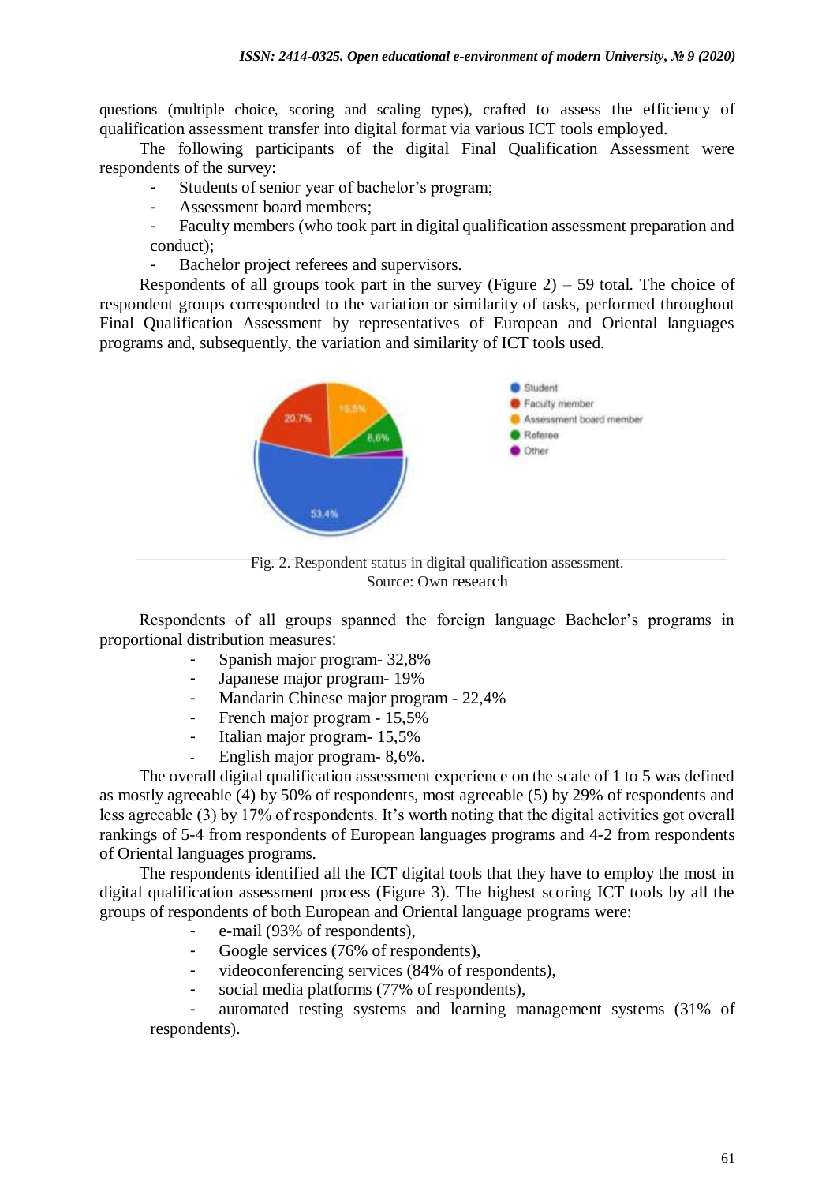questions (multiple choice, scoring and scaling types), crafted to assess the efficiency of qualification assessment transfer into digital format via various ICT tools employed.

The following participants of the digital Final Qualification Assessment were respondents of the survey:

- Students of senior year of bachelor's program;
- Assessment board members;
- Faculty members (who took part in digital qualification assessment preparation and conduct);
- Bachelor project referees and supervisors.

Respondents of all groups took part in the survey (Figure 2) – 59 total. The choice of respondent groups corresponded to the variation or similarity of tasks, performed throughout Final Qualification Assessment by representatives of European and Oriental languages programs and, subsequently, the variation and similarity of ICT tools used.

Fig. 2. Respondent status in digital qualification assessment.
Source: Own research

Respondents of all groups spanned the foreign language Bachelor's programs in proportional distribution measures:

- Spanish major program- 32,8%
- Japanese major program- 19%
- Mandarin Chinese major program - 22,4%
- French major program - 15,5%
- Italian major program- 15,5%
- English major program- 8,6%.

The overall digital qualification assessment experience on the scale of 1 to 5 was defined as mostly agreeable (4) by 50% of respondents, most agreeable (5) by 29% of respondents and less agreeable (3) by 17% of respondents. It's worth noting that the digital activities got overall rankings of 5-4 from respondents of European languages programs and 4-2 from respondents of Oriental languages programs.

The respondents identified all the ICT digital tools that they have to employ the most in digital qualification assessment process (Figure 3). The highest scoring ICT tools by all the groups of respondents of both European and Oriental language programs were:

- e-mail (93% of respondents),
- Google services (76% of respondents),
- videoconferencing services (84% of respondents),
- social media platforms (77% of respondents),
- automated testing systems and learning management systems (31% of respondents).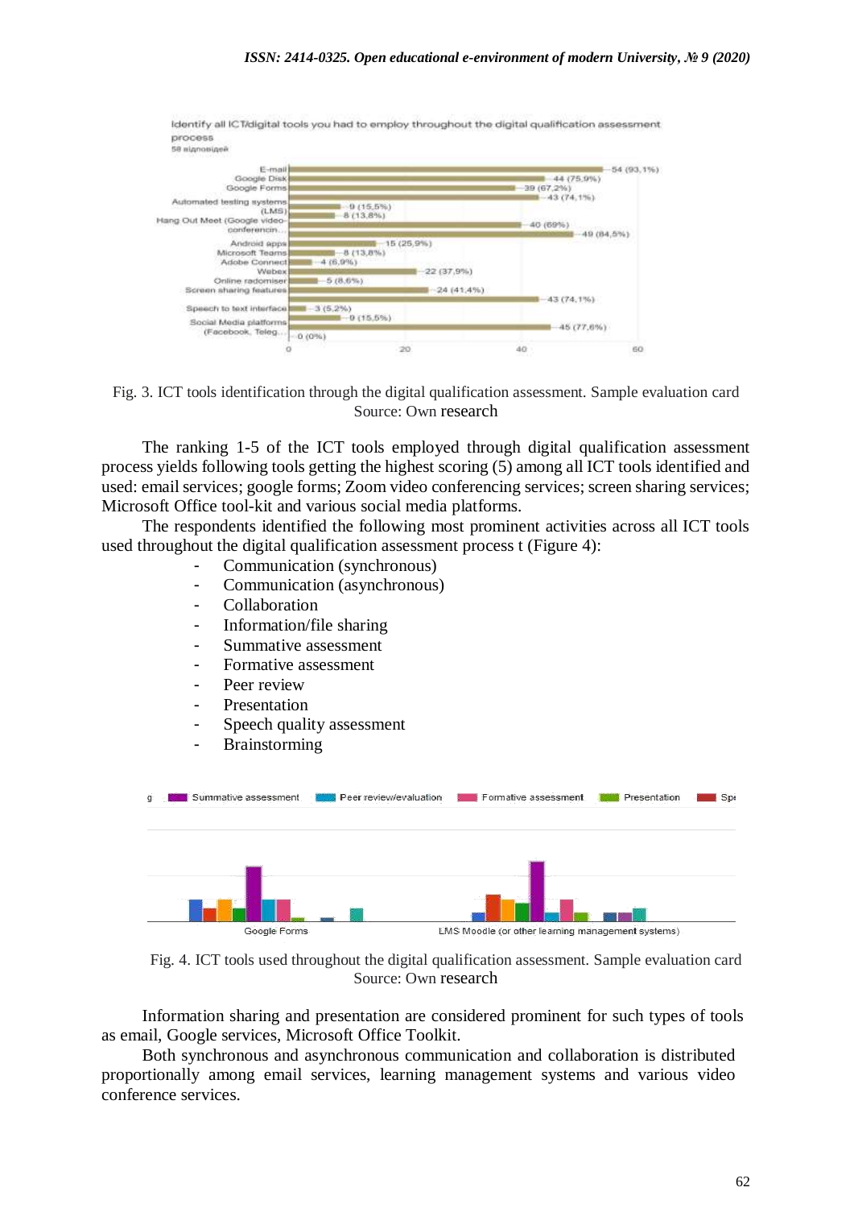Fig. 3. ICT tools identification through the digital qualification assessment. Sample evaluation card
Source: Own research

The ranking 1-5 of the ICT tools employed through digital qualification assessment process yields following tools getting the highest scoring (5) among all ICT tools identified and used: email services; google forms; Zoom video conferencing services; screen sharing services; Microsoft Office tool-kit and various social media platforms.

The respondents identified the following most prominent activities across all ICT tools used throughout the digital qualification assessment process t (Figure 4):

- Communication (synchronous)
- Communication (asynchronous)
- Collaboration
- Information/file sharing
- Summative assessment
- Formative assessment
- Peer review
- Presentation
- Speech quality assessment
- Brainstorming

Fig. 4. ICT tools used throughout the digital qualification assessment. Sample evaluation card
Source: Own research

Information sharing and presentation are considered prominent for such types of tools as email, Google services, Microsoft Office Toolkit.

Both synchronous and asynchronous communication and collaboration is distributed proportionally among email services, learning management systems and various video conference services.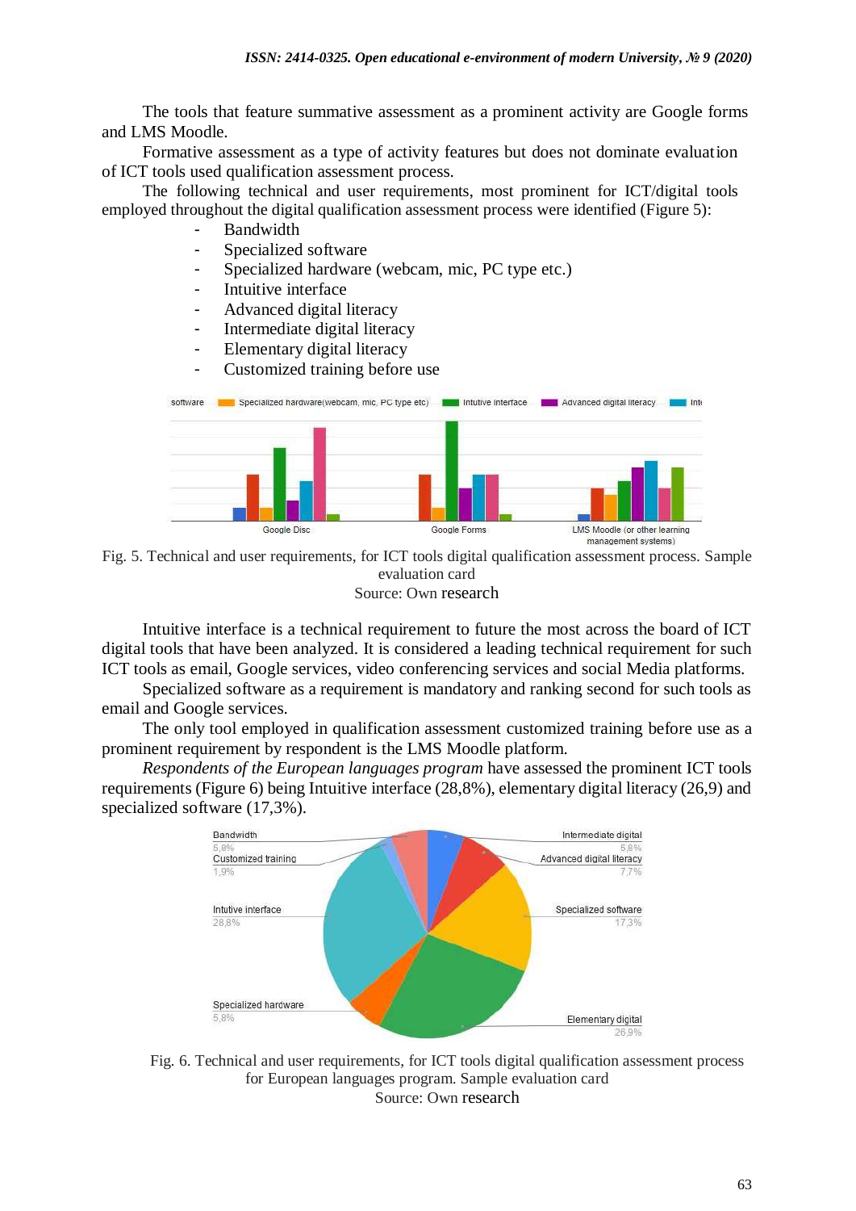The tools that feature summative assessment as a prominent activity are Google forms and LMS Moodle.

Formative assessment as a type of activity features but does not dominate evaluation of ICT tools used qualification assessment process.

The following technical and user requirements, most prominent for ICT/digital tools employed throughout the digital qualification assessment process were identified (Figure 5):

- Bandwidth
- Specialized software
- Specialized hardware (webcam, mic, PC type etc.)
- Intuitive interface
- Advanced digital literacy
- Intermediate digital literacy
- Elementary digital literacy
- Customized training before use

Fig. 5. Technical and user requirements, for ICT tools digital qualification assessment process. Sample evaluation card

Source: Own research

Intuitive interface is a technical requirement to future the most across the board of ICT digital tools that have been analyzed. It is considered a leading technical requirement for such ICT tools as email, Google services, video conferencing services and social Media platforms.

Specialized software as a requirement is mandatory and ranking second for such tools as email and Google services.

The only tool employed in qualification assessment customized training before use as a prominent requirement by respondent is the LMS Moodle platform.

*Respondents of the European languages program* have assessed the prominent ICT tools requirements (Figure 6) being Intuitive interface (28,8%), elementary digital literacy (26,9) and specialized software (17,3%).

Fig. 6. Technical and user requirements, for ICT tools digital qualification assessment process for European languages program. Sample evaluation card

Source: Own research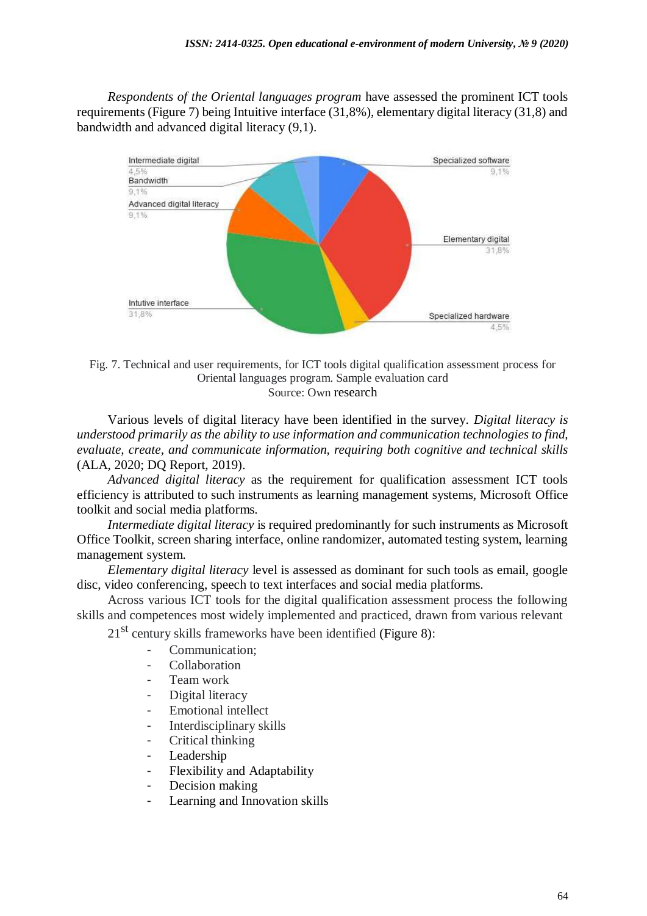*Respondents of the Oriental languages program* have assessed the prominent ICT tools requirements (Figure 7) being Intuitive interface (31,8%), elementary digital literacy (31,8) and bandwidth and advanced digital literacy (9,1).

Fig. 7. Technical and user requirements, for ICT tools digital qualification assessment process for Oriental languages program. Sample evaluation card
Source: Own research

Various levels of digital literacy have been identified in the survey. *Digital literacy is understood primarily as the ability to use information and communication technologies to find, evaluate, create, and communicate information, requiring both cognitive and technical skills* (ALA, 2020; DQ Report, 2019).

*Advanced digital literacy* as the requirement for qualification assessment ICT tools efficiency is attributed to such instruments as learning management systems, Microsoft Office toolkit and social media platforms.

*Intermediate digital literacy* is required predominantly for such instruments as Microsoft Office Toolkit, screen sharing interface, online randomizer, automated testing system, learning management system.

*Elementary digital literacy* level is assessed as dominant for such tools as email, google disc, video conferencing, speech to text interfaces and social media platforms.

Across various ICT tools for the digital qualification assessment process the following skills and competences most widely implemented and practiced, drawn from various relevant 21st century skills frameworks have been identified (Figure 8):

- Communication;
- Collaboration
- Team work
- Digital literacy
- Emotional intellect
- Interdisciplinary skills
- Critical thinking
- Leadership
- Flexibility and Adaptability
- Decision making
- Learning and Innovation skills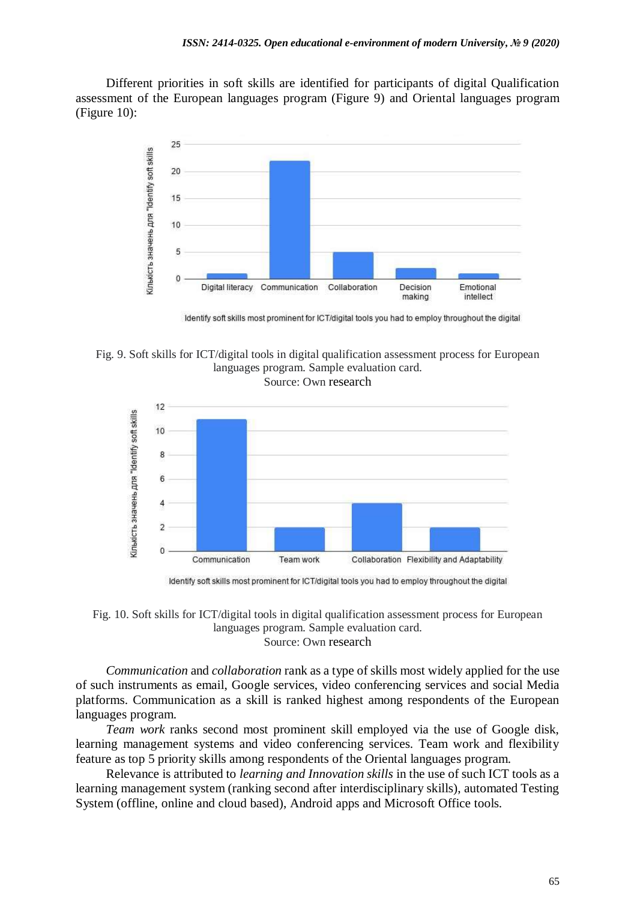Different priorities in soft skills are identified for participants of digital Qualification assessment of the European languages program (Figure 9) and Oriental languages program (Figure 10):

Fig. 9. Soft skills for ICT/digital tools in digital qualification assessment process for European languages program. Sample evaluation card.
Source: Own research

Fig. 10. Soft skills for ICT/digital tools in digital qualification assessment process for European languages program. Sample evaluation card.
Source: Own research

*Communication* and *collaboration* rank as a type of skills most widely applied for the use of such instruments as email, Google services, video conferencing services and social Media platforms. Communication as a skill is ranked highest among respondents of the European languages program.

*Team work* ranks second most prominent skill employed via the use of Google disk, learning management systems and video conferencing services. Team work and flexibility feature as top 5 priority skills among respondents of the Oriental languages program.

Relevance is attributed to *learning and Innovation skills* in the use of such ICT tools as a learning management system (ranking second after interdisciplinary skills), automated Testing System (offline, online and cloud based), Android apps and Microsoft Office tools.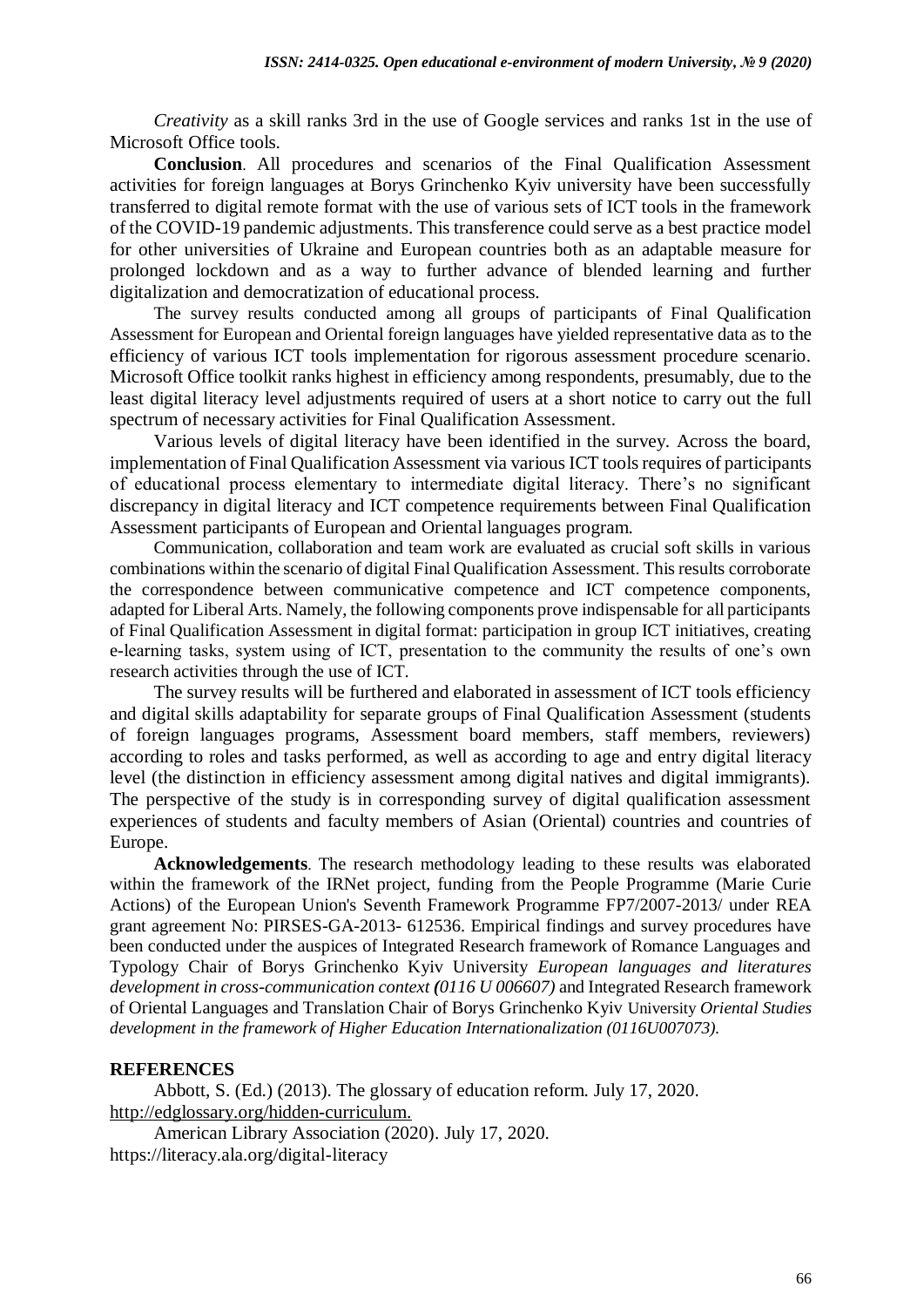*Creativity* as a skill ranks 3rd in the use of Google services and ranks 1st in the use of Microsoft Office tools.

**Conclusion**. All procedures and scenarios of the Final Qualification Assessment activities for foreign languages at Borys Grinchenko Kyiv university have been successfully transferred to digital remote format with the use of various sets of ICT tools in the framework of the COVID-19 pandemic adjustments. This transference could serve as a best practice model for other universities of Ukraine and European countries both as an adaptable measure for prolonged lockdown and as a way to further advance of blended learning and further digitalization and democratization of educational process.

The survey results conducted among all groups of participants of Final Qualification Assessment for European and Oriental foreign languages have yielded representative data as to the efficiency of various ICT tools implementation for rigorous assessment procedure scenario. Microsoft Office toolkit ranks highest in efficiency among respondents, presumably, due to the least digital literacy level adjustments required of users at a short notice to carry out the full spectrum of necessary activities for Final Qualification Assessment.

Various levels of digital literacy have been identified in the survey. Across the board, implementation of Final Qualification Assessment via various ICT tools requires of participants of educational process elementary to intermediate digital literacy. There's no significant discrepancy in digital literacy and ICT competence requirements between Final Qualification Assessment participants of European and Oriental languages program.

Communication, collaboration and team work are evaluated as crucial soft skills in various combinations within the scenario of digital Final Qualification Assessment. This results corroborate the correspondence between communicative competence and ICT competence components, adapted for Liberal Arts. Namely, the following components prove indispensable for all participants of Final Qualification Assessment in digital format: participation in group ICT initiatives, creating e-learning tasks, system using of ICT, presentation to the community the results of one's own research activities through the use of ICT.

The survey results will be furthered and elaborated in assessment of ICT tools efficiency and digital skills adaptability for separate groups of Final Qualification Assessment (students of foreign languages programs, Assessment board members, staff members, reviewers) according to roles and tasks performed, as well as according to age and entry digital literacy level (the distinction in efficiency assessment among digital natives and digital immigrants). The perspective of the study is in corresponding survey of digital qualification assessment experiences of students and faculty members of Asian (Oriental) countries and countries of Europe.

**Acknowledgements**. The research methodology leading to these results was elaborated within the framework of the IRNet project, funding from the People Programme (Marie Curie Actions) of the European Union's Seventh Framework Programme FP7/2007-2013/ under REA grant agreement No: PIRSES-GA-2013- 612536. Empirical findings and survey procedures have been conducted under the auspices of Integrated Research framework of Romance Languages and Typology Chair of Borys Grinchenko Kyiv University *European languages and literatures development in cross-communication context (0116 U 006607)* and Integrated Research framework of Oriental Languages and Translation Chair of Borys Grinchenko Kyiv University *Oriental Studies development in the framework of Higher Education Internationalization (0116U007073).*

## REFERENCES

Abbott, S. (Ed.) (2013). The glossary of education reform. July 17, 2020. http://edglossary.org/hidden-curriculum.

American Library Association (2020). July 17, 2020. https://literacy.ala.org/digital-literacy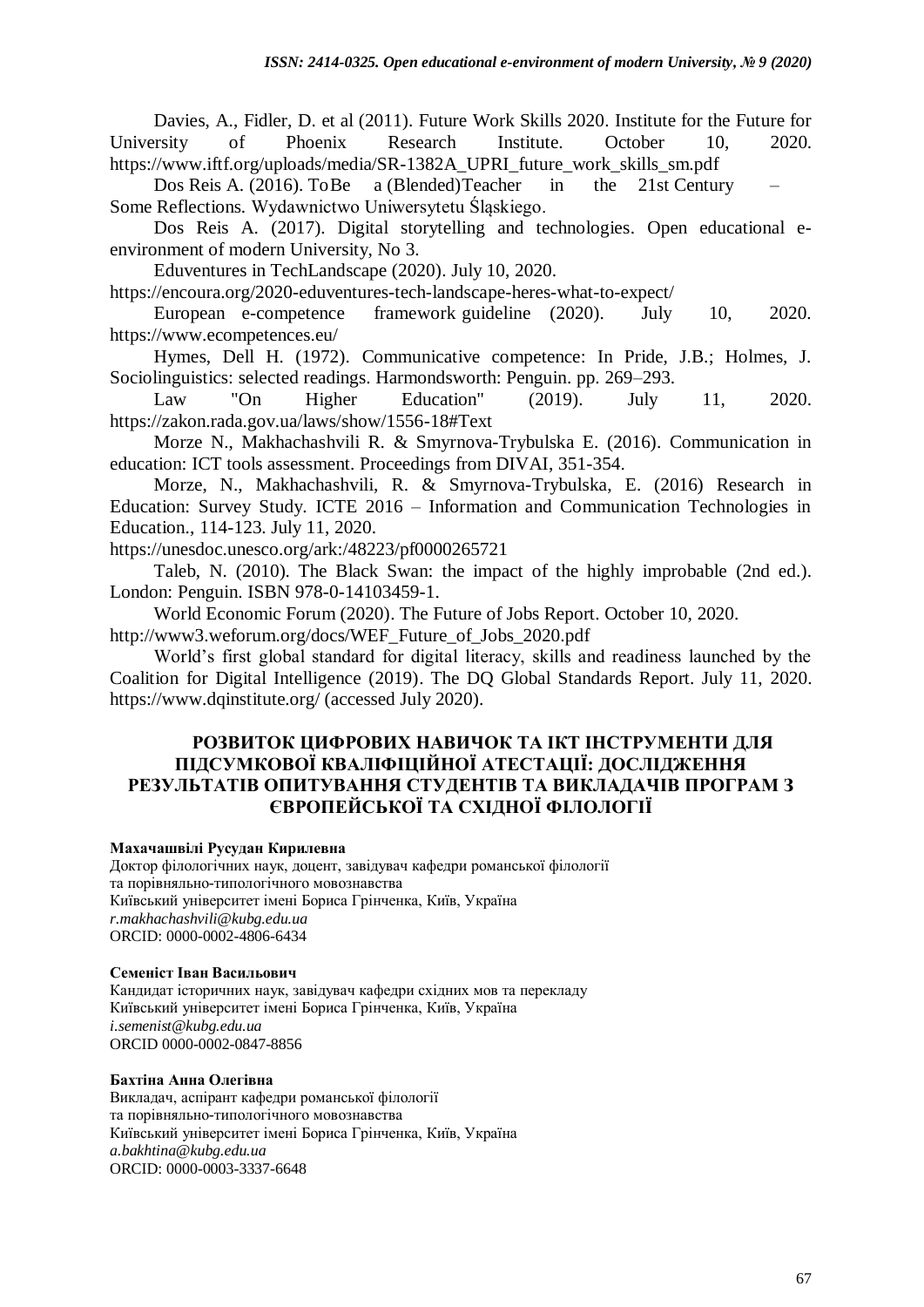Davies, A., Fidler, D. et al (2011). Future Work Skills 2020. Institute for the Future for University of Phoenix Research Institute. October 10, 2020. https://www.iftf.org/uploads/media/SR-1382A_UPRI_future_work_skills_sm.pdf

Dos Reis A. (2016). ToBe a (Blended)Teacher in the 21st Century – Some Reflections. Wydawnictwo Uniwersytetu Śląskiego.

Dos Reis A. (2017). Digital storytelling and technologies. Open educational e-environment of modern University, No 3.

Eduventures in TechLandscape (2020). July 10, 2020. https://encoura.org/2020-eduventures-tech-landscape-heres-what-to-expect/

European e-competence framework guideline (2020). July 10, 2020. https://www.ecompetences.eu/

Hymes, Dell H. (1972). Communicative competence: In Pride, J.B.; Holmes, J. Sociolinguistics: selected readings. Harmondsworth: Penguin. pp. 269–293.

Law "On Higher Education" (2019). July 11, 2020. https://zakon.rada.gov.ua/laws/show/1556-18#Text

Morze N., Makhachashvili R. & Smyrnova-Trybulska E. (2016). Communication in education: ICT tools assessment. Proceedings from DIVAI, 351-354.

Morze, N., Makhachashvili, R. & Smyrnova-Trybulska, E. (2016) Research in Education: Survey Study. ICTE 2016 – Information and Communication Technologies in Education., 114-123. July 11, 2020. https://unesdoc.unesco.org/ark:/48223/pf0000265721

Taleb, N. (2010). The Black Swan: the impact of the highly improbable (2nd ed.). London: Penguin. ISBN 978-0-14103459-1.

World Economic Forum (2020). The Future of Jobs Report. October 10, 2020. http://www3.weforum.org/docs/WEF_Future_of_Jobs_2020.pdf

World's first global standard for digital literacy, skills and readiness launched by the Coalition for Digital Intelligence (2019). The DQ Global Standards Report. July 11, 2020. https://www.dqinstitute.org/ (accessed July 2020).

## РОЗВИТОК ЦИФРОВИХ НАВИЧОК ТА ІКТ ІНСТРУМЕНТИ ДЛЯ ПІДСУМКОВОЇ КВАЛІФІЦІЙНОЇ АТЕСТАЦІЇ: ДОСЛІДЖЕННЯ РЕЗУЛЬТАТІВ ОПИТУВАННЯ СТУДЕНТІВ ТА ВИКЛАДАЧІВ ПРОГРАМ З ЄВРОПЕЙСЬКОЇ ТА СХІДНОЇ ФІЛОЛОГІЇ

**Махачашвілі Русудан Кирилевна**
Доктор філологічних наук, доцент, завідувач кафедри романської філології
та порівняльно-типологічного мовознавства
Київський університет імені Бориса Грінченка, Київ, Україна
*r.makhachashvili@kubg.edu.ua*
ORCID: 0000-0002-4806-6434

**Семеніст Іван Васильович**
Кандидат історичних наук, завідувач кафедри східних мов та перекладу
Київський університет імені Бориса Грінченка, Київ, Україна
*i.semenist@kubg.edu.ua*
ORCID 0000-0002-0847-8856

**Бахтіна Анна Олегівна**
Викладач, аспірант кафедри романської філології
та порівняльно-типологічного мовознавства
Київський університет імені Бориса Грінченка, Київ, Україна
*a.bakhtina@kubg.edu.ua*
ORCID: 0000-0003-3337-6648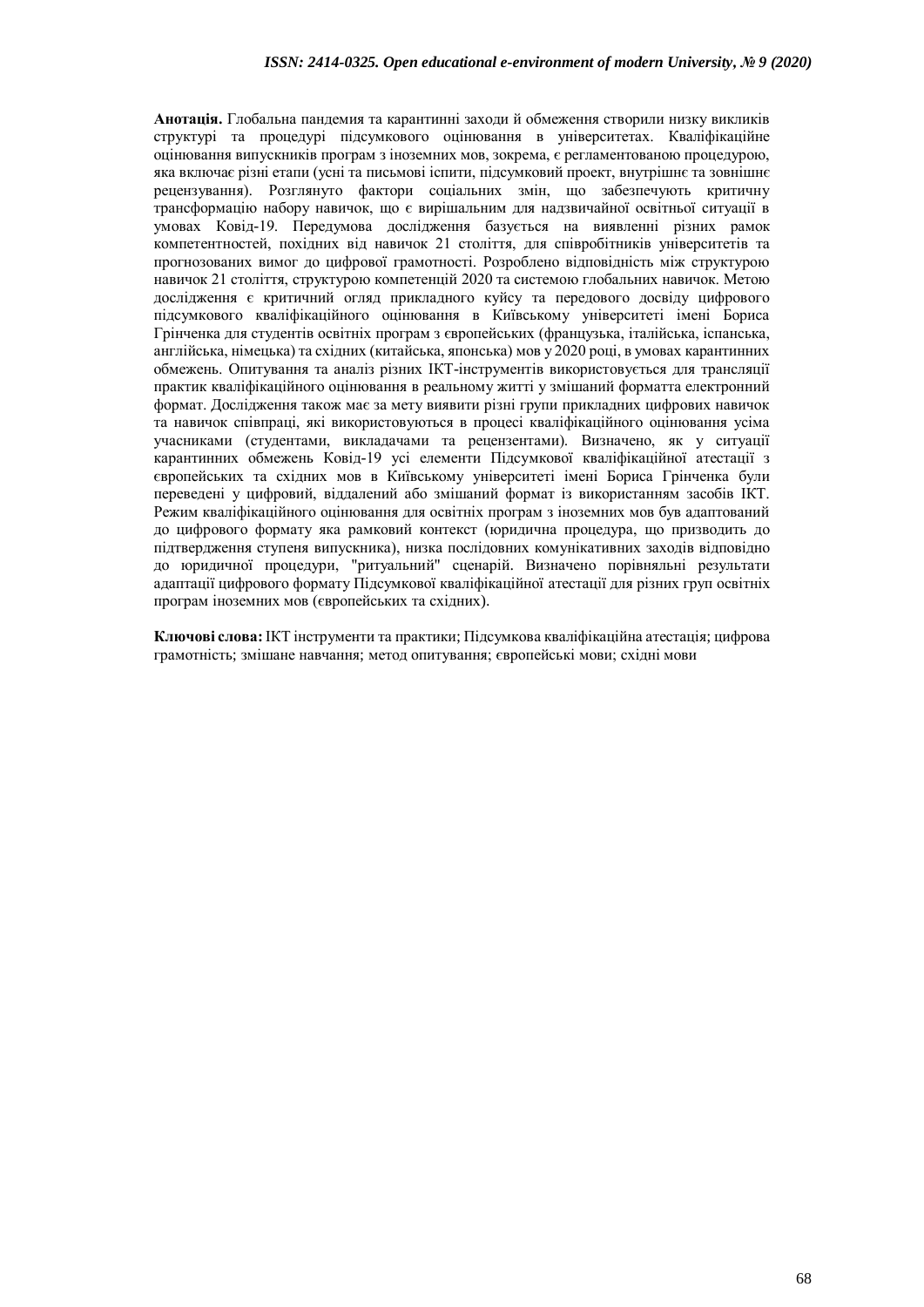**Анотація.** Глобальна пандемия та карантинні заходи й обмеження створили низку викликів структурі та процедурі підсумкового оцінювання в університетах. Кваліфікаційне оцінювання випускників програм з іноземних мов, зокрема, є регламентованою процедурою, яка включає різні етапи (усні та письмові іспити, підсумковий проект, внутрішнє та зовнішнє рецензування). Розглянуто фактори соціальних змін, що забезпечують критичну трансформацію набору навичок, що є вирішальним для надзвичайної освітньої ситуації в умовах Ковід-19. Передумова дослідження базується на виявленні різних рамок компетентностей, похідних від навичок 21 століття, для співробітників університетів та прогнозованих вимог до цифрової грамотності. Розроблено відповідність між структурою навичок 21 століття, структурою компетенцій 2020 та системою глобальних навичок. Метою дослідження є критичний огляд прикладного куйсу та передового досвіду цифрового підсумкового кваліфікаційного оцінювання в Київському університеті імені Бориса Грінченка для студентів освітніх програм з європейських (французька, італійська, іспанська, англійська, німецька) та східних (китайська, японська) мов у 2020 році, в умовах карантинних обмежень. Опитування та аналіз різних ІКТ-інструментів використовується для трансляції практик кваліфікаційного оцінювання в реальному житті у змішаний форматта електронний формат. Дослідження також має за мету виявити різні групи прикладних цифрових навичок та навичок співпраці, які використовуються в процесі кваліфікаційного оцінювання усіма учасниками (студентами, викладачами та рецензентами). Визначено, як у ситуації карантинних обмежень Ковід-19 усі елементи Підсумкової кваліфікаційної атестації з європейських та східних мов в Київському університеті імені Бориса Грінченка були переведені у цифровий, віддалений або змішаний формат із використанням засобів ІКТ. Режим кваліфікаційного оцінювання для освітніх програм з іноземних мов був адаптований до цифрового формату яка рамковий контекст (юридична процедура, що призводить до підтвердження ступеня випускника), низка послідовних комунікативних заходів відповідно до юридичної процедури, "ритуальний" сценарій. Визначено порівняльні результати адаптації цифрового формату Підсумкової кваліфікаційної атестації для різних груп освітніх програм іноземних мов (європейських та східних).

**Ключові слова:** ІКТ інструменти та практики; Підсумкова кваліфікаційна атестація; цифрова грамотність; змішане навчання; метод опитування; європейські мови; східні мови